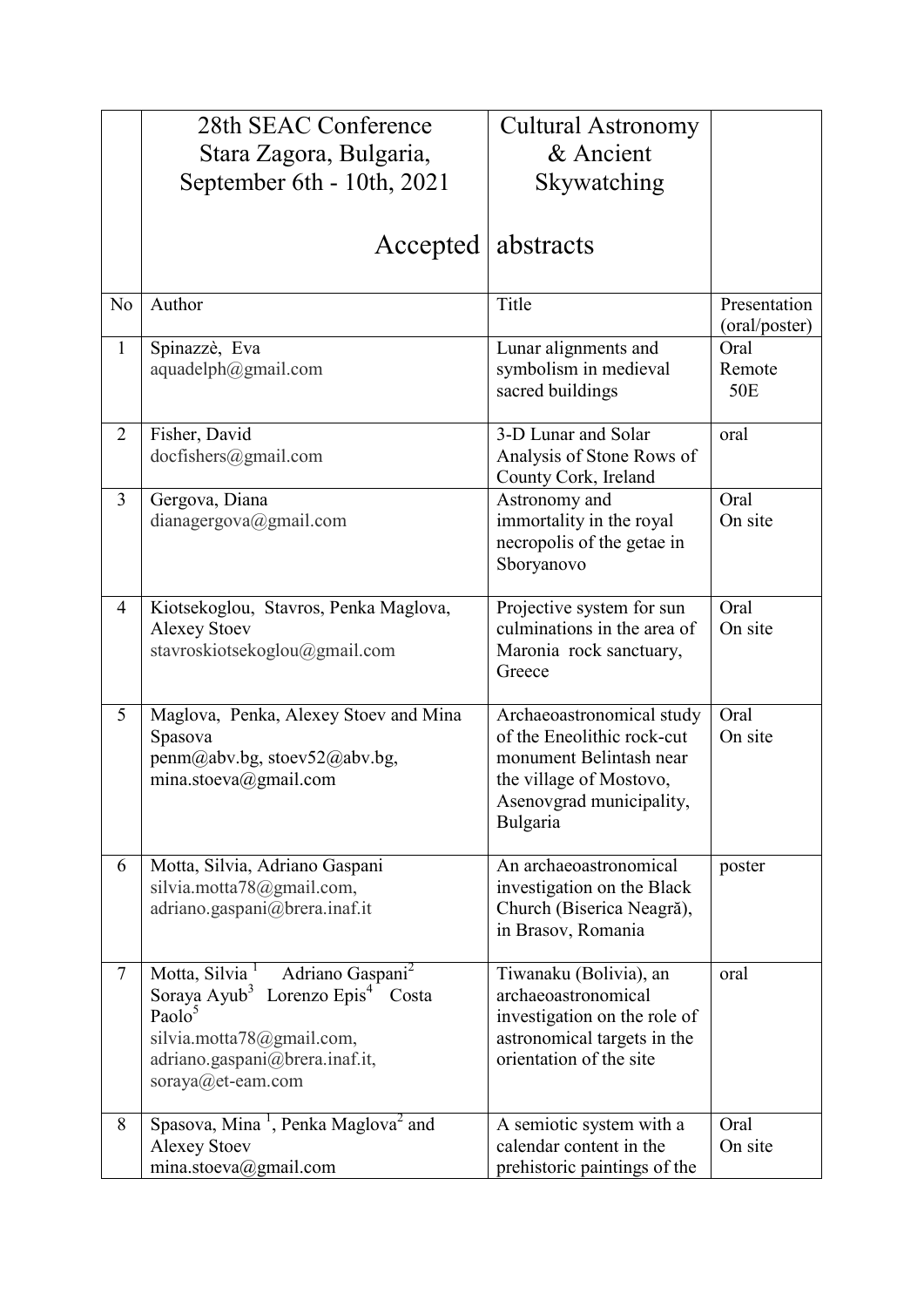| | 28th SEAC Conference<br>Stara Zagora, Bulgaria,<br>September 6th - 10th, 2021<br><br>Accepted | Cultural Astronomy<br>& Ancient<br>Skywatching<br><br>abstracts | |
|---|---|---|---|
| No | Author | Title | Presentation (oral/poster) |
| 1 | Spinazzè, Eva<br>aquadelph@gmail.com | Lunar alignments and symbolism in medieval sacred buildings | Oral<br>Remote<br>50E |
| 2 | Fisher, David<br>docfishers@gmail.com | 3-D Lunar and Solar Analysis of Stone Rows of County Cork, Ireland | oral |
| 3 | Gergova, Diana<br>dianagergova@gmail.com | Astronomy and immortality in the royal necropolis of the getae in Sboryanovo | Oral<br>On site |
| 4 | Kiotsekoglou, Stavros, Penka Maglova, Alexey Stoev<br>stavroskiotsekoglou@gmail.com | Projective system for sun culminations in the area of Maronia rock sanctuary, Greece | Oral<br>On site |
| 5 | Maglova, Penka, Alexey Stoev and Mina Spasova<br>penm@abv.bg, stoev52@abv.bg, mina.stoeva@gmail.com | Archaeoastronomical study of the Eneolithic rock-cut monument Belintash near the village of Mostovo, Asenovgrad municipality, Bulgaria | Oral<br>On site |
| 6 | Motta, Silvia, Adriano Gaspani<br>silvia.motta78@gmail.com, adriano.gaspani@brera.inaf.it | An archaeoastronomical investigation on the Black Church (Biserica Neagră), in Brasov, Romania | poster |
| 7 | Motta, Silvia [1] Adriano Gaspani[2] Soraya Ayub[3] Lorenzo Epis[4] Costa Paolo[5]<br>silvia.motta78@gmail.com, adriano.gaspani@brera.inaf.it, soraya@et-eam.com | Tiwanaku (Bolivia), an archaeoastronomical investigation on the role of astronomical targets in the orientation of the site | oral |
| 8 | Spasova, Mina [1], Penka Maglova[2] and Alexey Stoev<br>mina.stoeva@gmail.com | A semiotic system with a calendar content in the prehistoric paintings of the | Oral<br>On site |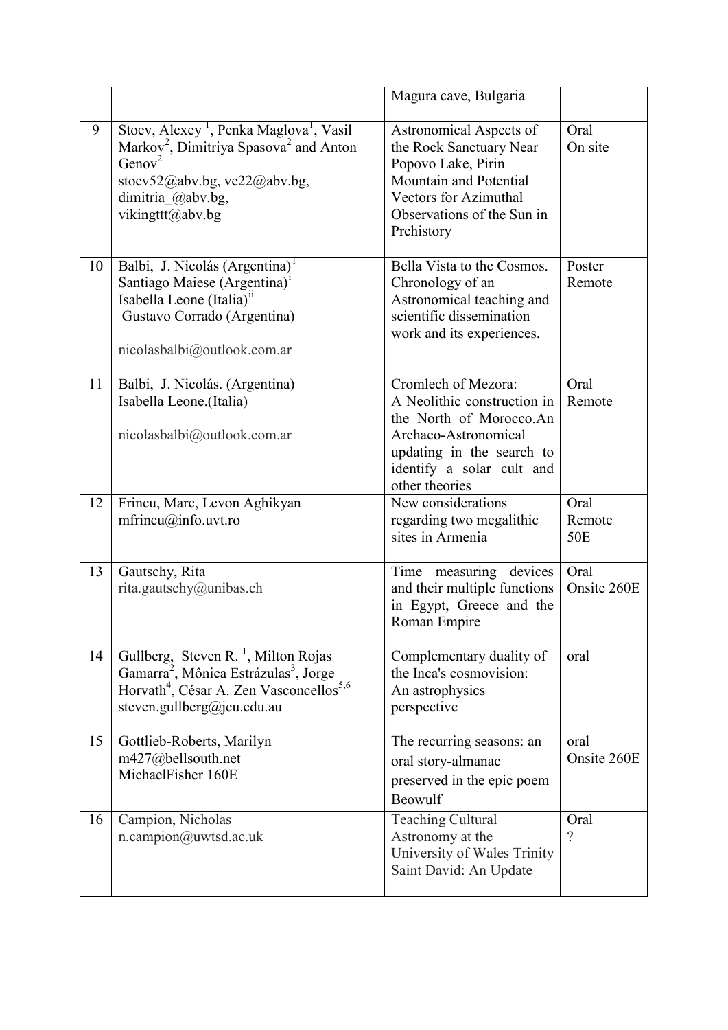| | | | |
|---|---|---|---|
| | | Magura cave, Bulgaria | |
| 9 | Stoev, Alexey [1], Penka Maglova[1], Vasil Markov[2], Dimitriya Spasova[2] and Anton Genov[2]<br>stoev52@abv.bg, ve22@abv.bg, dimitria_@abv.bg, vikingttt@abv.bg | Astronomical Aspects of the Rock Sanctuary Near Popovo Lake, Pirin Mountain and Potential Vectors for Azimuthal Observations of the Sun in Prehistory | Oral<br>On site |
| 10 | Balbi, J. Nicolás (Argentina)[1]<br>Santiago Maiese (Argentina)[i]<br>Isabella Leone (Italia)[ii]<br>Gustavo Corrado (Argentina)<br><br>nicolasbalbi@outlook.com.ar | Bella Vista to the Cosmos. Chronology of an Astronomical teaching and scientific dissemination work and its experiences. | Poster<br>Remote |
| 11 | Balbi, J. Nicolás. (Argentina)<br>Isabella Leone.(Italia)<br><br>nicolasbalbi@outlook.com.ar | Cromlech of Mezora: A Neolithic construction in the North of Morocco.An Archaeo-Astronomical updating in the search to identify a solar cult and other theories | Oral<br>Remote |
| 12 | Frincu, Marc, Levon Aghikyan<br>mfrincu@info.uvt.ro | New considerations regarding two megalithic sites in Armenia | Oral<br>Remote<br>50E |
| 13 | Gautschy, Rita<br>rita.gautschy@unibas.ch | Time measuring devices and their multiple functions in Egypt, Greece and the Roman Empire | Oral<br>Onsite 260E |
| 14 | Gullberg, Steven R. [1], Milton Rojas Gamarra[2], Mônica Estrázulas[3], Jorge Horvath[4], César A. Zen Vasconcellos[5,6]<br>steven.gullberg@jcu.edu.au | Complementary duality of the Inca's cosmovision: An astrophysics perspective | oral |
| 15 | Gottlieb-Roberts, Marilyn<br>m427@bellsouth.net<br>MichaelFisher 160E | The recurring seasons: an oral story-almanac preserved in the epic poem Beowulf | oral<br>Onsite 260E |
| 16 | Campion, Nicholas<br>n.campion@uwtsd.ac.uk | Teaching Cultural Astronomy at the University of Wales Trinity Saint David: An Update | Oral<br>? |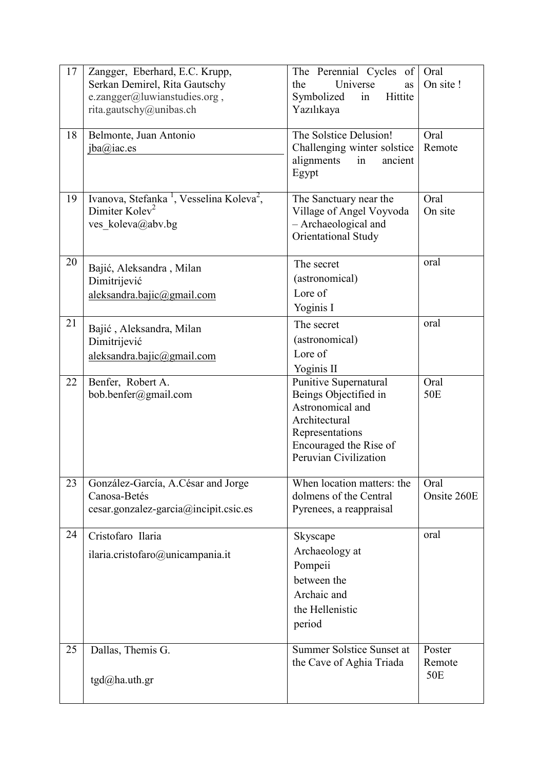| | | | |
|---|---|---|---|
| 17 | Zangger, Eberhard, E.C. Krupp, Serkan Demirel, Rita Gautschy e.zangger@luwianstudies.org , rita.gautschy@unibas.ch | The Perennial Cycles of the Universe as Symbolized in Hittite Yazılıkaya | Oral On site ! |
| 18 | Belmonte, Juan Antonio jba@iac.es | The Solstice Delusion! Challenging winter solstice alignments in ancient Egypt | Oral Remote |
| 19 | Ivanova, Stefanka [1], Vesselina Koleva[2], Dimiter Kolev[2] ves_koleva@abv.bg | The Sanctuary near the Village of Angel Voyvoda – Archaeological and Orientational Study | Oral On site |
| 20 | Bajić, Aleksandra , Milan Dimitrijević aleksandra.bajic@gmail.com | The secret (astronomical) Lore of Yoginis I | oral |
| 21 | Bajić , Aleksandra, Milan Dimitrijević aleksandra.bajic@gmail.com | The secret (astronomical) Lore of Yoginis II | oral |
| 22 | Benfer, Robert A. bob.benfer@gmail.com | Punitive Supernatural Beings Objectified in Astronomical and Architectural Representations Encouraged the Rise of Peruvian Civilization | Oral 50E |
| 23 | González-García, A.César and Jorge Canosa-Betés cesar.gonzalez-garcia@incipit.csic.es | When location matters: the dolmens of the Central Pyrenees, a reappraisal | Oral Onsite 260E |
| 24 | Cristofaro Ilaria ilaria.cristofaro@unicampania.it | Skyscape Archaeology at Pompeii between the Archaic and the Hellenistic period | oral |
| 25 | Dallas, Themis G. tgd@ha.uth.gr | Summer Solstice Sunset at the Cave of Aghia Triada | Poster Remote 50E |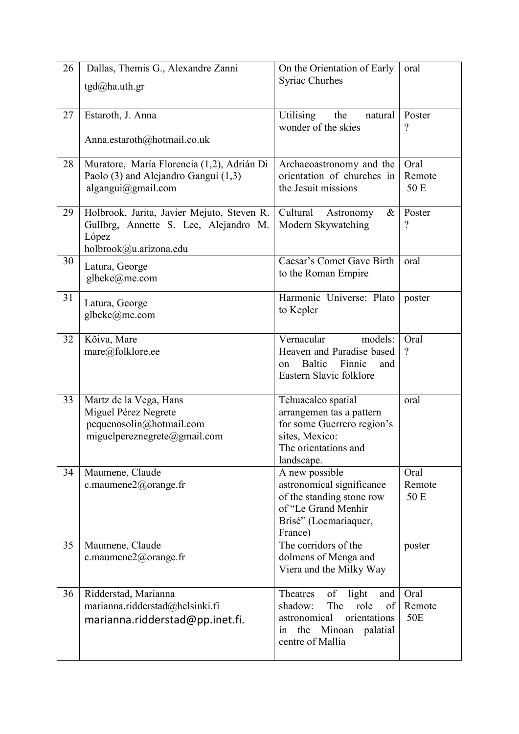| | | | |
|---|---|---|---|
| 26 | Dallas, Themis G., Alexandre Zanni<br>tgd@ha.uth.gr | On the Orientation of Early Syriac Churhes | oral |
| 27 | Estaroth, J. Anna<br>Anna.estaroth@hotmail.co.uk | Utilising the natural wonder of the skies | Poster<br>? |
| 28 | Muratore, María Florencia (1,2), Adrián Di Paolo (3) and Alejandro Gangui (1,3)<br>algangui@gmail.com | Archaeoastronomy and the orientation of churches in the Jesuit missions | Oral<br>Remote<br>50 E |
| 29 | Holbrook, Jarita, Javier Mejuto, Steven R. Gullbrg, Annette S. Lee, Alejandro M. López<br>holbrook@u.arizona.edu | Cultural Astronomy & Modern Skywatching | Poster<br>? |
| 30 | Latura, George<br>glbeke@me.com | Caesar's Comet Gave Birth to the Roman Empire | oral |
| 31 | Latura, George<br>glbeke@me.com | Harmonic Universe: Plato to Kepler | poster |
| 32 | Kõiva, Mare<br>mare@folklore.ee | Vernacular models: Heaven and Paradise based on Baltic Finnic and Eastern Slavic folklore | Oral<br>? |
| 33 | Martz de la Vega, Hans<br>Miguel Pérez Negrete<br>pequenosolin@hotmail.com<br>miguelpereznegrete@gmail.com | Tehuacalco spatial arrangemen tas a pattern for some Guerrero region's sites, Mexico:<br>The orientations and landscape. | oral |
| 34 | Maumene, Claude<br>c.maumene2@orange.fr | A new possible astronomical significance of the standing stone row of "Le Grand Menhir Brisé" (Locmariaquer, France) | Oral<br>Remote<br>50 E |
| 35 | Maumene, Claude<br>c.maumene2@orange.fr | The corridors of the dolmens of Menga and Viera and the Milky Way | poster |
| 36 | Ridderstad, Marianna<br>marianna.ridderstad@helsinki.fi<br>marianna.ridderstad@pp.inet.fi. | Theatres of light and shadow: The role of astronomical orientations in the Minoan palatial centre of Mallia | Oral<br>Remote<br>50E |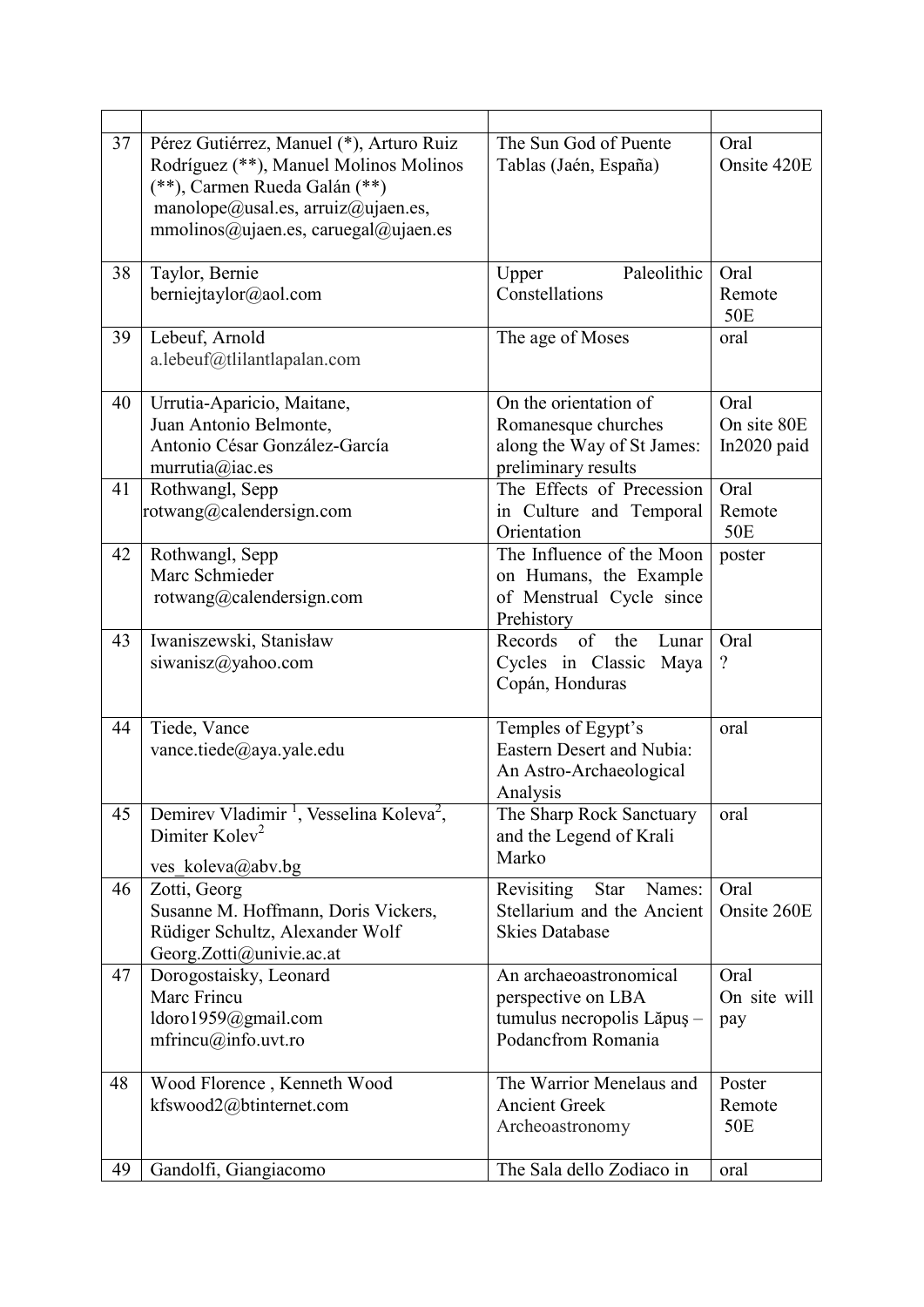| | | | |
|---|---|---|---|
| 37 | Pérez Gutiérrez, Manuel (*), Arturo Ruiz Rodríguez (**), Manuel Molinos Molinos (**), Carmen Rueda Galán (**) manolope@usal.es, arruiz@ujaen.es, mmolinos@ujaen.es, caruegal@ujaen.es | The Sun God of Puente Tablas (Jaén, España) | Oral Onsite 420E |
| 38 | Taylor, Bernie berniejtaylor@aol.com | Upper Paleolithic Constellations | Oral Remote 50E |
| 39 | Lebeuf, Arnold a.lebeuf@tlilantlapalan.com | The age of Moses | oral |
| 40 | Urrutia-Aparicio, Maitane, Juan Antonio Belmonte, Antonio César González-García murrutia@iac.es | On the orientation of Romanesque churches along the Way of St James: preliminary results | Oral On site 80E In2020 paid |
| 41 | Rothwangl, Sepp rotwang@calendersign.com | The Effects of Precession in Culture and Temporal Orientation | Oral Remote 50E |
| 42 | Rothwangl, Sepp Marc Schmieder rotwang@calendersign.com | The Influence of the Moon on Humans, the Example of Menstrual Cycle since Prehistory | poster |
| 43 | Iwaniszewski, Stanisław siwanisz@yahoo.com | Records of the Lunar Cycles in Classic Maya Copán, Honduras | Oral ? |
| 44 | Tiede, Vance vance.tiede@aya.yale.edu | Temples of Egypt's Eastern Desert and Nubia: An Astro-Archaeological Analysis | oral |
| 45 | Demirev Vladimir [1], Vesselina Koleva[2], Dimiter Kolev[2] ves_koleva@abv.bg | The Sharp Rock Sanctuary and the Legend of Krali Marko | oral |
| 46 | Zotti, Georg Susanne M. Hoffmann, Doris Vickers, Rüdiger Schultz, Alexander Wolf Georg.Zotti@univie.ac.at | Revisiting Star Names: Stellarium and the Ancient Skies Database | Oral Onsite 260E |
| 47 | Dorogostaisky, Leonard Marc Frincu ldoro1959@gmail.com mfrincu@info.uvt.ro | An archaeoastronomical perspective on LBA tumulus necropolis Lăpuş – Podancfrom Romania | Oral On site will pay |
| 48 | Wood Florence , Kenneth Wood kfswood2@btinternet.com | The Warrior Menelaus and Ancient Greek Archeoastronomy | Poster Remote 50E |
| 49 | Gandolfi, Giangiacomo | The Sala dello Zodiaco in | oral |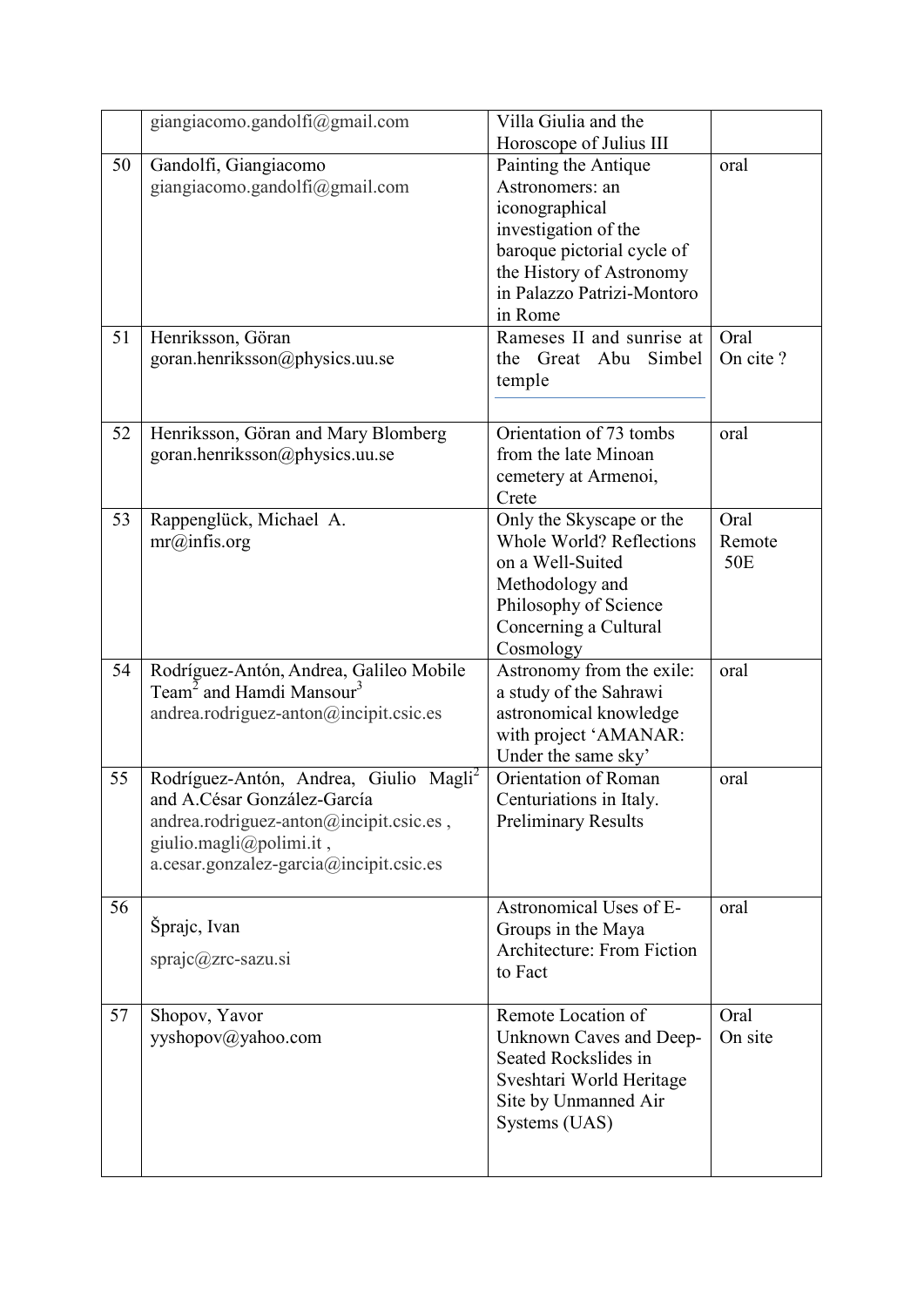| | | | |
|---|---|---|---|
| | giangiacomo.gandolfi@gmail.com | Villa Giulia and the Horoscope of Julius III | |
| 50 | Gandolfi, Giangiacomo<br>giangiacomo.gandolfi@gmail.com | Painting the Antique Astronomers: an iconographical investigation of the baroque pictorial cycle of the History of Astronomy in Palazzo Patrizi-Montoro in Rome | oral |
| 51 | Henriksson, Göran<br>goran.henriksson@physics.uu.se | Rameses II and sunrise at the Great Abu Simbel temple | Oral<br>On cite ? |
| 52 | Henriksson, Göran and Mary Blomberg<br>goran.henriksson@physics.uu.se | Orientation of 73 tombs from the late Minoan cemetery at Armenoi, Crete | oral |
| 53 | Rappenglück, Michael A.<br>mr@infis.org | Only the Skyscape or the Whole World? Reflections on a Well-Suited Methodology and Philosophy of Science Concerning a Cultural Cosmology | Oral<br>Remote<br>50E |
| 54 | Rodríguez-Antón, Andrea, Galileo Mobile Team[2] and Hamdi Mansour[3]<br>andrea.rodriguez-anton@incipit.csic.es | Astronomy from the exile: a study of the Sahrawi astronomical knowledge with project 'AMANAR: Under the same sky' | oral |
| 55 | Rodríguez-Antón, Andrea, Giulio Magli[2] and A.César González-García<br>andrea.rodriguez-anton@incipit.csic.es ,<br>giulio.magli@polimi.it ,<br>a.cesar.gonzalez-garcia@incipit.csic.es | Orientation of Roman Centuriations in Italy. Preliminary Results | oral |
| 56 | Šprajc, Ivan<br>sprajc@zrc-sazu.si | Astronomical Uses of E-Groups in the Maya Architecture: From Fiction to Fact | oral |
| 57 | Shopov, Yavor<br>yyshopov@yahoo.com | Remote Location of Unknown Caves and Deep-Seated Rockslides in Sveshtari World Heritage Site by Unmanned Air Systems (UAS) | Oral<br>On site |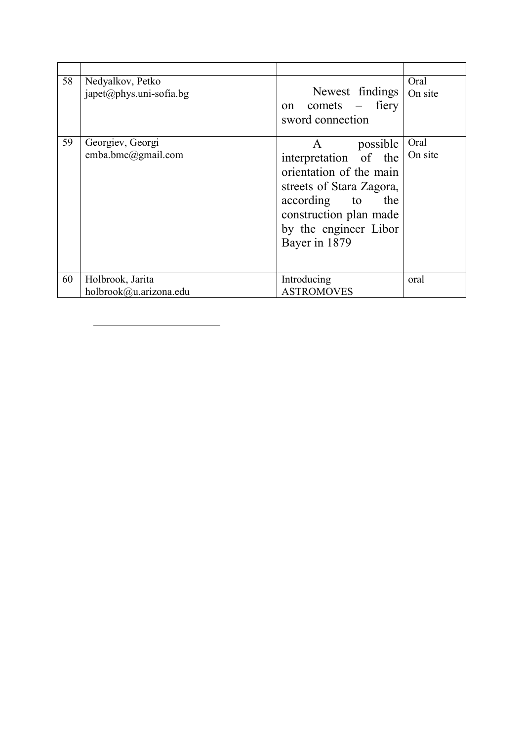| | | | |
|---|---|---|---|
| 58 | Nedyalkov, Petko<br>japet@phys.uni-sofia.bg | Newest findings on comets – fiery sword connection | Oral<br>On site |
| 59 | Georgiev, Georgi<br>emba.bmc@gmail.com | A possible interpretation of the orientation of the main streets of Stara Zagora, according to the construction plan made by the engineer Libor Bayer in 1879 | Oral<br>On site |
| 60 | Holbrook, Jarita<br>holbrook@u.arizona.edu | Introducing ASTROMOVES | oral |